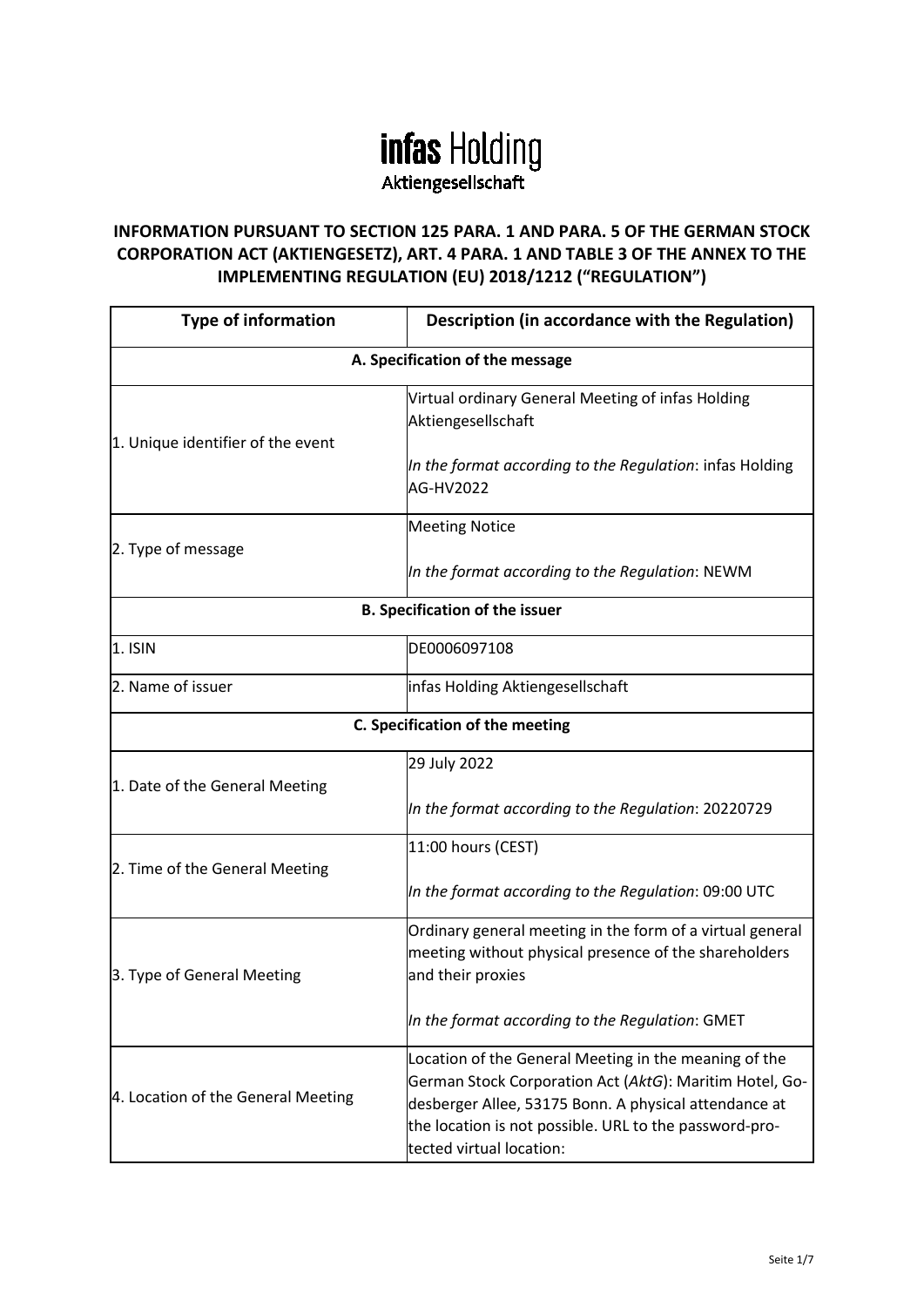# infas Holding

Aktiengesellschaft

## INFORMATION PURSUANT TO SECTION 125 PARA. 1 AND PARA. 5 OF THE GERMAN STOCK CORPORATION ACT (AKTIENGESETZ), ART. 4 PARA. 1 AND TABLE 3 OF THE ANNEX TO THE IMPLEMENTING REGULATION (EU) 2018/1212 ("REGULATION")

| Type of information | Description (in accordance with the Regulation) |
|---|---|
| **A. Specification of the message** | |
| 1. Unique identifier of the event | Virtual ordinary General Meeting of infas Holding Aktiengesellschaft<br><br>*In the format according to the Regulation*: infas Holding AG-HV2022 |
| 2. Type of message | Meeting Notice<br><br>*In the format according to the Regulation*: NEWM |
| **B. Specification of the issuer** | |
| 1. ISIN | DE0006097108 |
| 2. Name of issuer | infas Holding Aktiengesellschaft |
| **C. Specification of the meeting** | |
| 1. Date of the General Meeting | 29 July 2022<br><br>*In the format according to the Regulation*: 20220729 |
| 2. Time of the General Meeting | 11:00 hours (CEST)<br><br>*In the format according to the Regulation*: 09:00 UTC |
| 3. Type of General Meeting | Ordinary general meeting in the form of a virtual general meeting without physical presence of the shareholders and their proxies<br><br>*In the format according to the Regulation*: GMET |
| 4. Location of the General Meeting | Location of the General Meeting in the meaning of the German Stock Corporation Act (*AktG*): Maritim Hotel, Godesberger Allee, 53175 Bonn. A physical attendance at the location is not possible. URL to the password-protected virtual location: |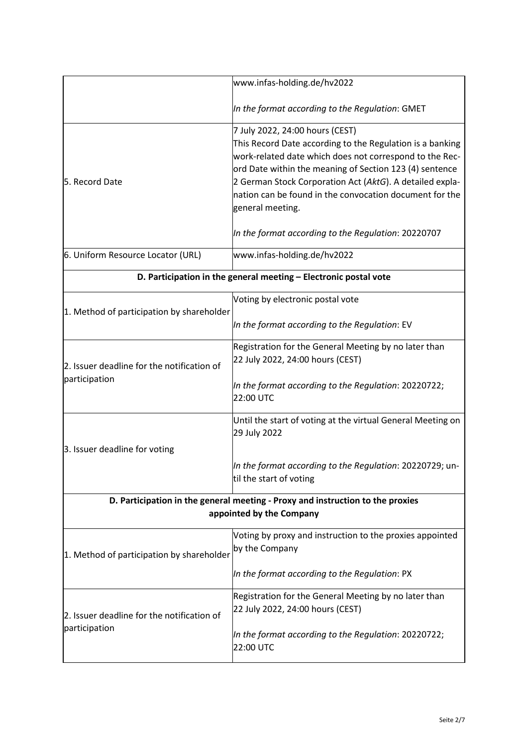| | |
|---|---|
| | www.infas-holding.de/hv2022<br><br>*In the format according to the Regulation*: GMET |
| 5. Record Date | 7 July 2022, 24:00 hours (CEST)<br>This Record Date according to the Regulation is a banking work-related date which does not correspond to the Record Date within the meaning of Section 123 (4) sentence 2 German Stock Corporation Act (*AktG*). A detailed explanation can be found in the convocation document for the general meeting.<br><br>*In the format according to the Regulation*: 20220707 |
| 6. Uniform Resource Locator (URL) | www.infas-holding.de/hv2022 |
| **D. Participation in the general meeting – Electronic postal vote** | |
| 1. Method of participation by shareholder | Voting by electronic postal vote<br><br>*In the format according to the Regulation*: EV |
| 2. Issuer deadline for the notification of participation | Registration for the General Meeting by no later than 22 July 2022, 24:00 hours (CEST)<br><br>*In the format according to the Regulation*: 20220722; 22:00 UTC |
| 3. Issuer deadline for voting | Until the start of voting at the virtual General Meeting on 29 July 2022<br><br>*In the format according to the Regulation*: 20220729; until the start of voting |
| **D. Participation in the general meeting - Proxy and instruction to the proxies appointed by the Company** | |
| 1. Method of participation by shareholder | Voting by proxy and instruction to the proxies appointed by the Company<br><br>*In the format according to the Regulation*: PX |
| 2. Issuer deadline for the notification of participation | Registration for the General Meeting by no later than 22 July 2022, 24:00 hours (CEST)<br><br>*In the format according to the Regulation*: 20220722; 22:00 UTC |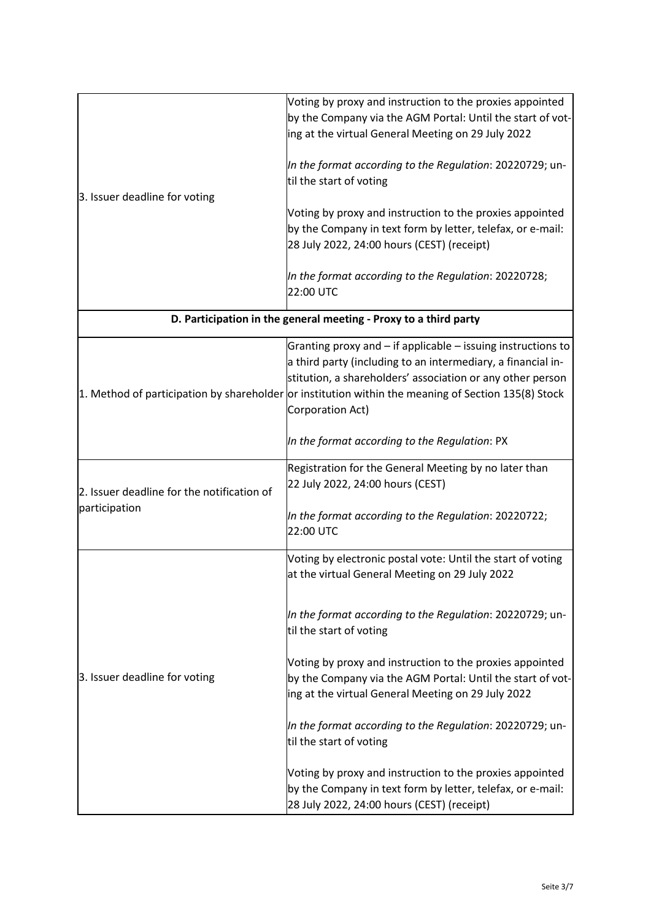| | |
|---|---|
| 3. Issuer deadline for voting | Voting by proxy and instruction to the proxies appointed by the Company via the AGM Portal: Until the start of voting at the virtual General Meeting on 29 July 2022<br><br>*In the format according to the Regulation*: 20220729; until the start of voting<br><br>Voting by proxy and instruction to the proxies appointed by the Company in text form by letter, telefax, or e-mail: 28 July 2022, 24:00 hours (CEST) (receipt)<br><br>*In the format according to the Regulation*: 20220728; 22:00 UTC |
| **D. Participation in the general meeting - Proxy to a third party** | |
| 1. Method of participation by shareholder | Granting proxy and – if applicable – issuing instructions to a third party (including to an intermediary, a financial institution, a shareholders' association or any other person or institution within the meaning of Section 135(8) Stock Corporation Act)<br><br>*In the format according to the Regulation*: PX |
| 2. Issuer deadline for the notification of participation | Registration for the General Meeting by no later than 22 July 2022, 24:00 hours (CEST)<br><br>*In the format according to the Regulation*: 20220722; 22:00 UTC |
| 3. Issuer deadline for voting | Voting by electronic postal vote: Until the start of voting at the virtual General Meeting on 29 July 2022<br><br>*In the format according to the Regulation*: 20220729; until the start of voting<br><br>Voting by proxy and instruction to the proxies appointed by the Company via the AGM Portal: Until the start of voting at the virtual General Meeting on 29 July 2022<br><br>*In the format according to the Regulation*: 20220729; until the start of voting<br><br>Voting by proxy and instruction to the proxies appointed by the Company in text form by letter, telefax, or e-mail: 28 July 2022, 24:00 hours (CEST) (receipt) |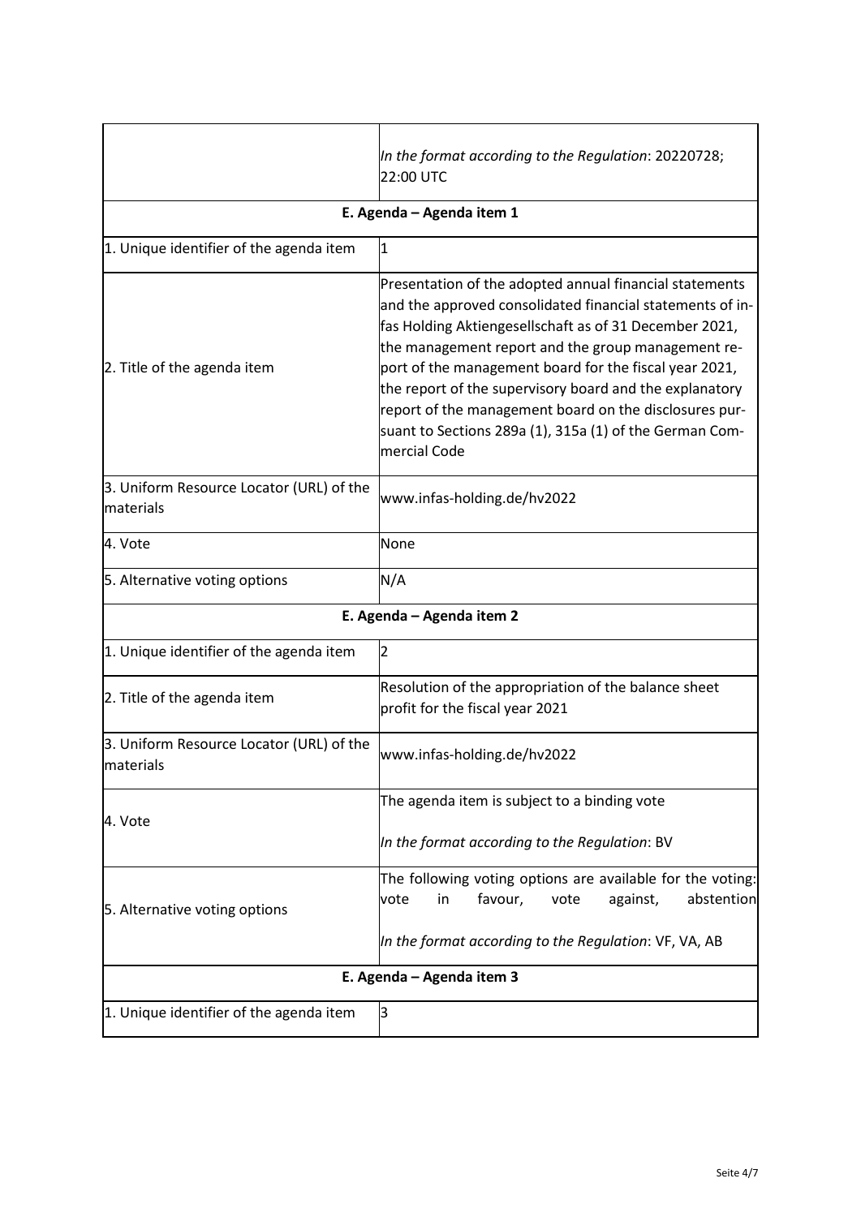| | |
|---|---|
| | *In the format according to the Regulation*: 20220728; 22:00 UTC |
| **E. Agenda – Agenda item 1** | |
| 1. Unique identifier of the agenda item | 1 |
| 2. Title of the agenda item | Presentation of the adopted annual financial statements and the approved consolidated financial statements of infas Holding Aktiengesellschaft as of 31 December 2021, the management report and the group management report of the management board for the fiscal year 2021, the report of the supervisory board and the explanatory report of the management board on the disclosures pursuant to Sections 289a (1), 315a (1) of the German Commercial Code |
| 3. Uniform Resource Locator (URL) of the materials | www.infas-holding.de/hv2022 |
| 4. Vote | None |
| 5. Alternative voting options | N/A |
| **E. Agenda – Agenda item 2** | |
| 1. Unique identifier of the agenda item | 2 |
| 2. Title of the agenda item | Resolution of the appropriation of the balance sheet profit for the fiscal year 2021 |
| 3. Uniform Resource Locator (URL) of the materials | www.infas-holding.de/hv2022 |
| 4. Vote | The agenda item is subject to a binding vote<br><br>*In the format according to the Regulation*: BV |
| 5. Alternative voting options | The following voting options are available for the voting: vote in favour, vote against, abstention<br><br>*In the format according to the Regulation*: VF, VA, AB |
| **E. Agenda – Agenda item 3** | |
| 1. Unique identifier of the agenda item | 3 |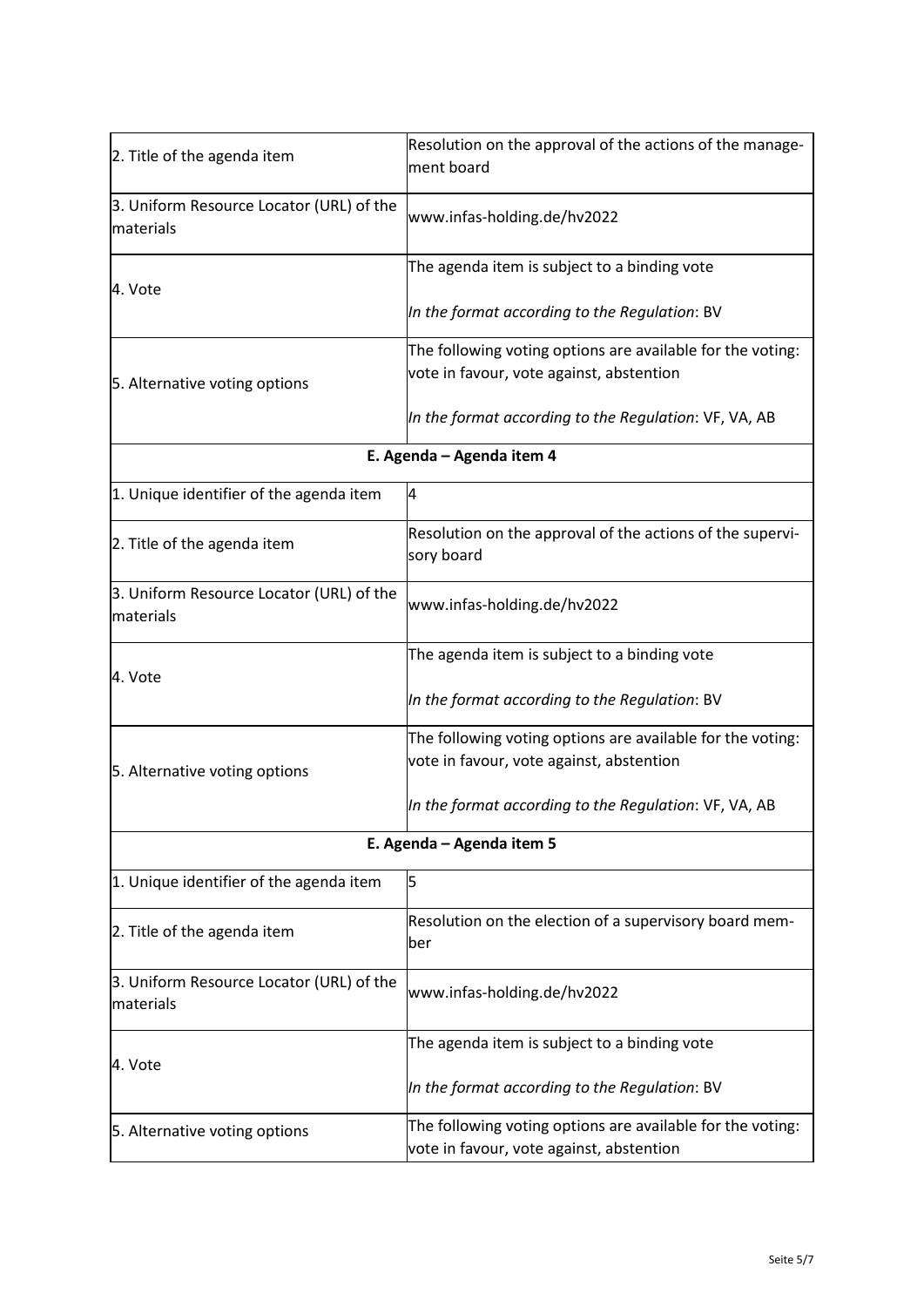| | |
|---|---|
| 2. Title of the agenda item | Resolution on the approval of the actions of the management board |
| 3. Uniform Resource Locator (URL) of the materials | www.infas-holding.de/hv2022 |
| 4. Vote | The agenda item is subject to a binding vote<br><br>*In the format according to the Regulation*: BV |
| 5. Alternative voting options | The following voting options are available for the voting: vote in favour, vote against, abstention<br><br>*In the format according to the Regulation*: VF, VA, AB |
| **E. Agenda – Agenda item 4** | |
| 1. Unique identifier of the agenda item | 4 |
| 2. Title of the agenda item | Resolution on the approval of the actions of the supervisory board |
| 3. Uniform Resource Locator (URL) of the materials | www.infas-holding.de/hv2022 |
| 4. Vote | The agenda item is subject to a binding vote<br><br>*In the format according to the Regulation*: BV |
| 5. Alternative voting options | The following voting options are available for the voting: vote in favour, vote against, abstention<br><br>*In the format according to the Regulation*: VF, VA, AB |
| **E. Agenda – Agenda item 5** | |
| 1. Unique identifier of the agenda item | 5 |
| 2. Title of the agenda item | Resolution on the election of a supervisory board member |
| 3. Uniform Resource Locator (URL) of the materials | www.infas-holding.de/hv2022 |
| 4. Vote | The agenda item is subject to a binding vote<br><br>*In the format according to the Regulation*: BV |
| 5. Alternative voting options | The following voting options are available for the voting: vote in favour, vote against, abstention |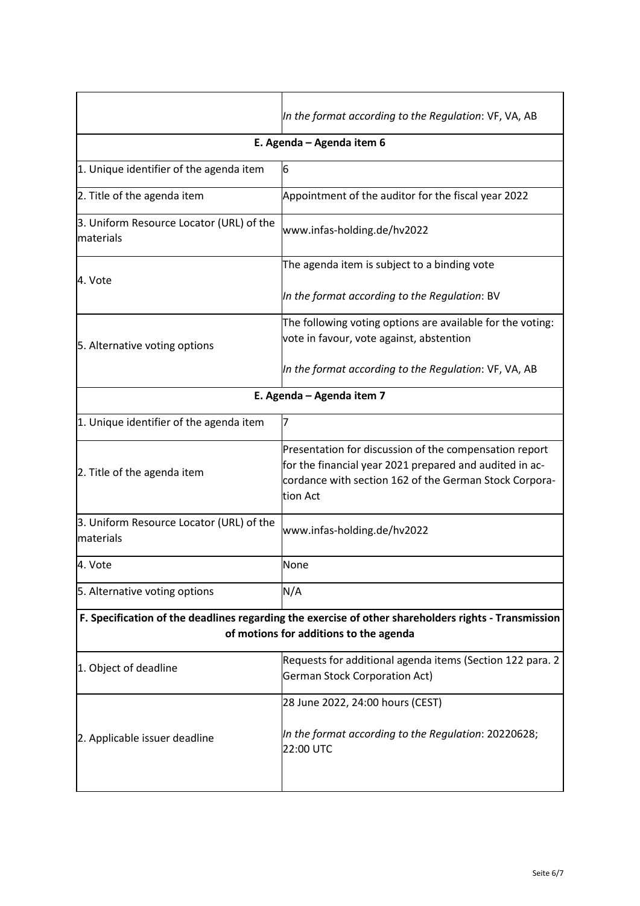| | |
|---|---|
| | *In the format according to the Regulation*: VF, VA, AB |
| **E. Agenda – Agenda item 6** | |
| 1. Unique identifier of the agenda item | 6 |
| 2. Title of the agenda item | Appointment of the auditor for the fiscal year 2022 |
| 3. Uniform Resource Locator (URL) of the materials | www.infas-holding.de/hv2022 |
| 4. Vote | The agenda item is subject to a binding vote<br><br>*In the format according to the Regulation*: BV |
| 5. Alternative voting options | The following voting options are available for the voting: vote in favour, vote against, abstention<br><br>*In the format according to the Regulation*: VF, VA, AB |
| **E. Agenda – Agenda item 7** | |
| 1. Unique identifier of the agenda item | 7 |
| 2. Title of the agenda item | Presentation for discussion of the compensation report for the financial year 2021 prepared and audited in accordance with section 162 of the German Stock Corporation Act |
| 3. Uniform Resource Locator (URL) of the materials | www.infas-holding.de/hv2022 |
| 4. Vote | None |
| 5. Alternative voting options | N/A |
| **F. Specification of the deadlines regarding the exercise of other shareholders rights - Transmission of motions for additions to the agenda** | |
| 1. Object of deadline | Requests for additional agenda items (Section 122 para. 2 German Stock Corporation Act) |
| 2. Applicable issuer deadline | 28 June 2022, 24:00 hours (CEST)<br><br>*In the format according to the Regulation*: 20220628; 22:00 UTC |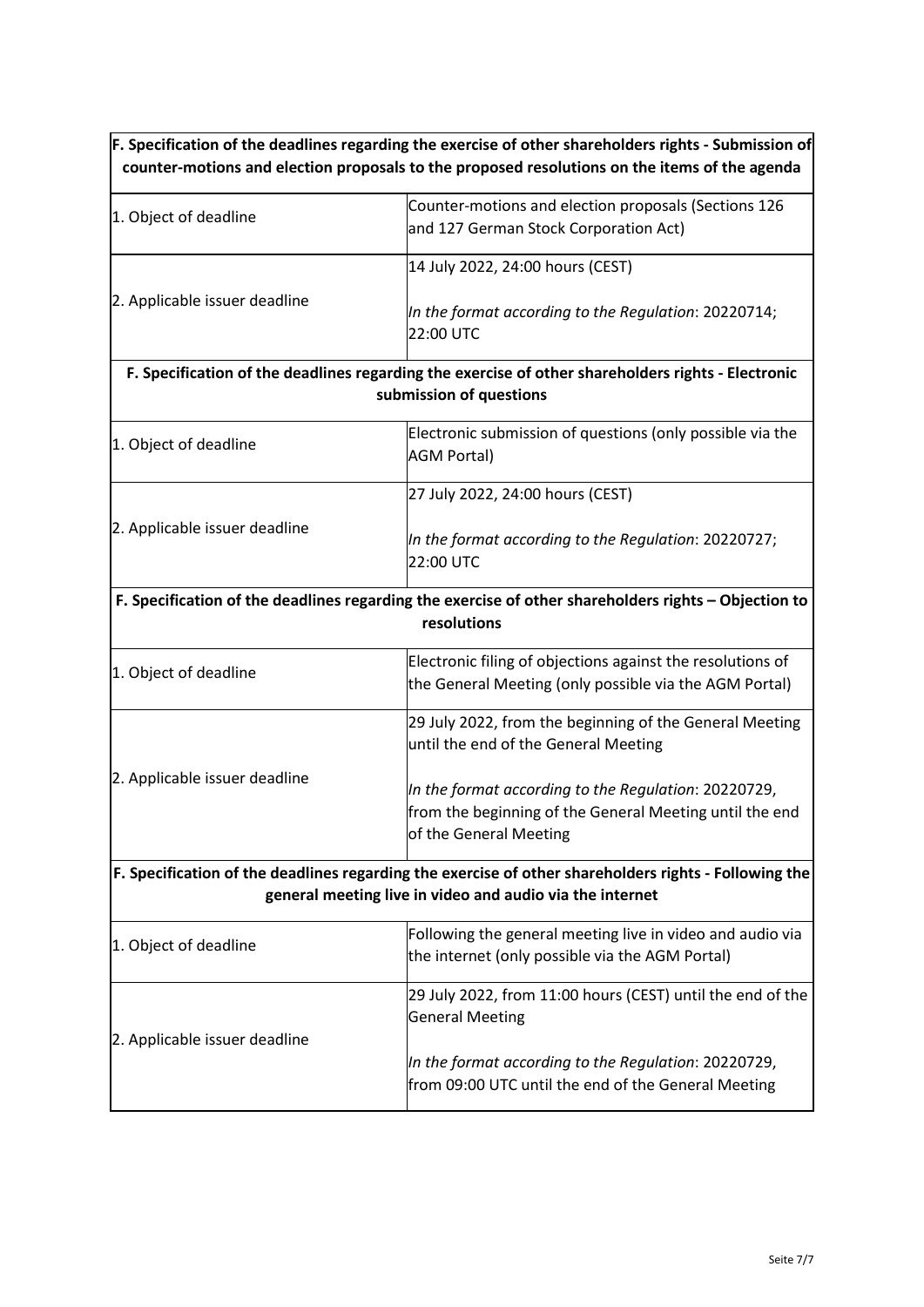| **F. Specification of the deadlines regarding the exercise of other shareholders rights - Submission of counter-motions and election proposals to the proposed resolutions on the items of the agenda** | |
| --- | --- |
| 1. Object of deadline | Counter-motions and election proposals (Sections 126 and 127 German Stock Corporation Act) |
| 2. Applicable issuer deadline | 14 July 2022, 24:00 hours (CEST)<br><br>*In the format according to the Regulation*: 20220714; 22:00 UTC |

| **F. Specification of the deadlines regarding the exercise of other shareholders rights - Electronic submission of questions** | |
| --- | --- |
| 1. Object of deadline | Electronic submission of questions (only possible via the AGM Portal) |
| 2. Applicable issuer deadline | 27 July 2022, 24:00 hours (CEST)<br><br>*In the format according to the Regulation*: 20220727; 22:00 UTC |

| **F. Specification of the deadlines regarding the exercise of other shareholders rights – Objection to resolutions** | |
| --- | --- |
| 1. Object of deadline | Electronic filing of objections against the resolutions of the General Meeting (only possible via the AGM Portal) |
| 2. Applicable issuer deadline | 29 July 2022, from the beginning of the General Meeting until the end of the General Meeting<br><br>*In the format according to the Regulation*: 20220729, from the beginning of the General Meeting until the end of the General Meeting |

| **F. Specification of the deadlines regarding the exercise of other shareholders rights - Following the general meeting live in video and audio via the internet** | |
| --- | --- |
| 1. Object of deadline | Following the general meeting live in video and audio via the internet (only possible via the AGM Portal) |
| 2. Applicable issuer deadline | 29 July 2022, from 11:00 hours (CEST) until the end of the General Meeting<br><br>*In the format according to the Regulation*: 20220729, from 09:00 UTC until the end of the General Meeting |